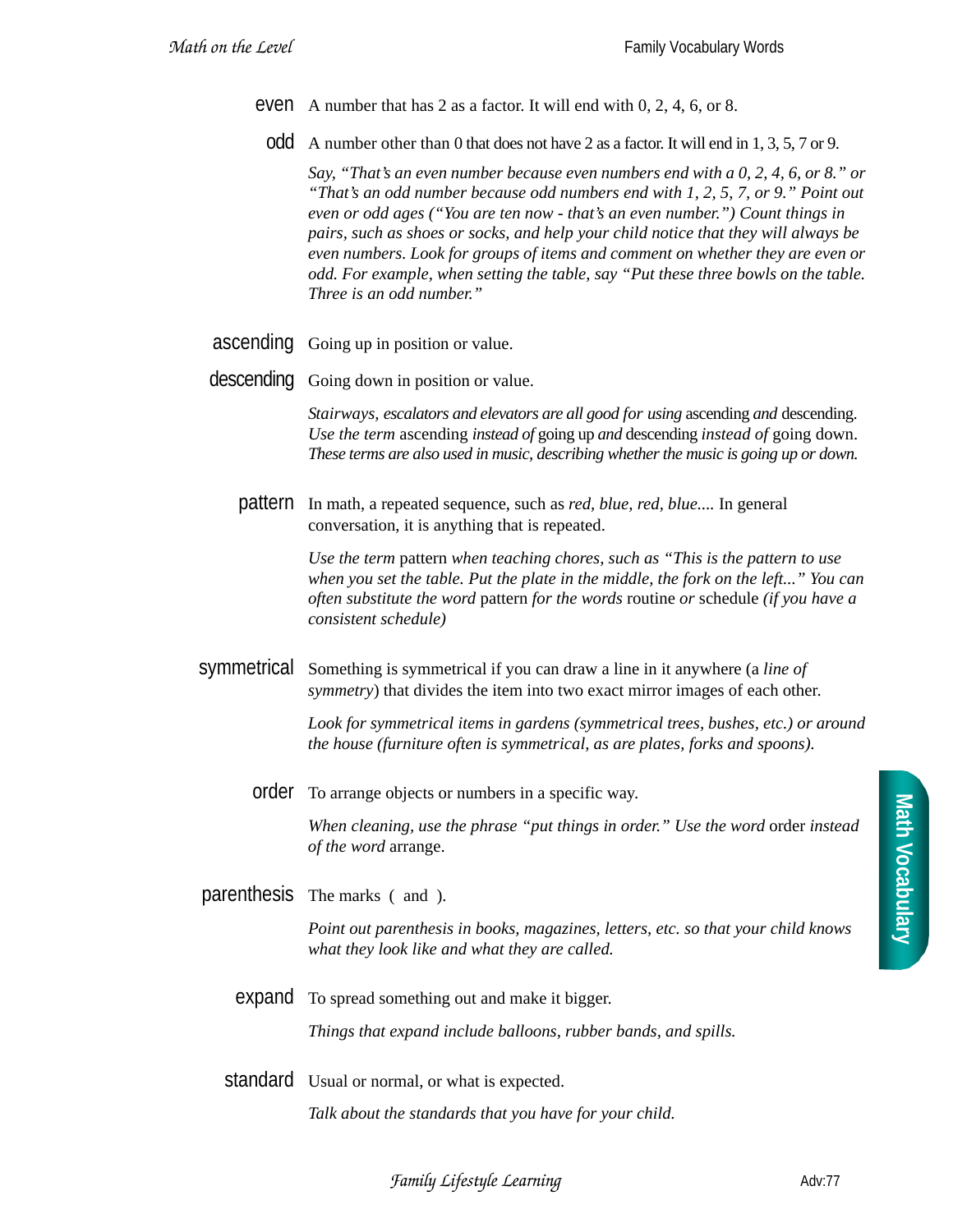**even** A number that has 2 as a factor. It will end with 0, 2, 4, 6, or 8.

**odd** A number other than 0 that does not have 2 as a factor. It will end in 1, 3, 5, 7 or 9.

*Say, "That's an even number because even numbers end with a 0, 2, 4, 6, or 8." or "That's an odd number because odd numbers end with 1, 2, 5, 7, or 9." Point out even or odd ages ("You are ten now - that's an even number.") Count things in pairs, such as shoes or socks, and help your child notice that they will always be even numbers. Look for groups of items and comment on whether they are even or odd. For example, when setting the table, say "Put these three bowls on the table. Three is an odd number."*

**ascending** Going up in position or value.

**descending** Going down in position or value.

*Stairways, escalators and elevators are all good for using* ascending *and* descending. *Use the term* ascending *instead of* going up *and* descending *instead of* going down. *These terms are also used in music, describing whether the music is going up or down.*

**pattern** In math, a repeated sequence, such as *red, blue, red, blue....* In general conversation, it is anything that is repeated.

*Use the term* pattern *when teaching chores, such as "This is the pattern to use when you set the table. Put the plate in the middle, the fork on the left..." You can often substitute the word* pattern *for the words* routine *or* schedule *(if you have a consistent schedule)*

**symmetrical** Something is symmetrical if you can draw a line in it anywhere (a *line of symmetry*) that divides the item into two exact mirror images of each other.

*Look for symmetrical items in gardens (symmetrical trees, bushes, etc.) or around the house (furniture often is symmetrical, as are plates, forks and spoons).*

**order** To arrange objects or numbers in a specific way.

*When cleaning, use the phrase "put things in order." Use the word* order *instead of the word* arrange.

**parenthesis** The marks ( and ).

*Point out parenthesis in books, magazines, letters, etc. so that your child knows what they look like and what they are called.*

**expand** To spread something out and make it bigger.

*Things that expand include balloons, rubber bands, and spills.*

**standard** Usual or normal, or what is expected.

*Talk about the standards that you have for your child.*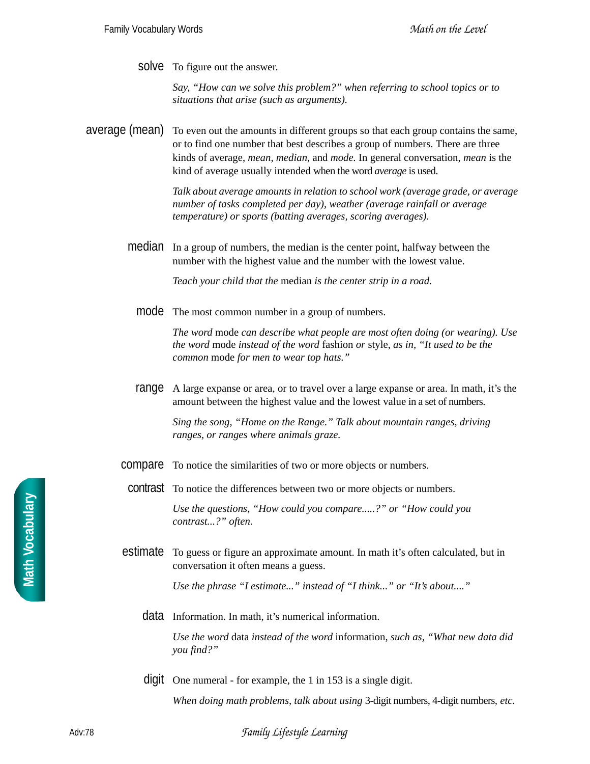**solve** To figure out the answer.

*Say, "How can we solve this problem?" when referring to school topics or to situations that arise (such as arguments).*

**average (mean)** To even out the amounts in different groups so that each group contains the same, or to find one number that best describes a group of numbers. There are three kinds of average, *mean, median,* and *mode.* In general conversation, *mean* is the kind of average usually intended when the word *average* is used.

*Talk about average amounts in relation to school work (average grade, or average number of tasks completed per day), weather (average rainfall or average temperature) or sports (batting averages, scoring averages).*

**median** In a group of numbers, the median is the center point, halfway between the number with the highest value and the number with the lowest value.

*Teach your child that the* median *is the center strip in a road.*

**mode** The most common number in a group of numbers.

*The word* mode *can describe what people are most often doing (or wearing). Use the word* mode *instead of the word* fashion *or* style, *as in, "It used to be the common* mode *for men to wear top hats."*

**range** A large expanse or area, or to travel over a large expanse or area. In math, it's the amount between the highest value and the lowest value in a set of numbers.

*Sing the song, "Home on the Range." Talk about mountain ranges, driving ranges, or ranges where animals graze.*

**compare** To notice the similarities of two or more objects or numbers.

**contrast** To notice the differences between two or more objects or numbers.

*Use the questions, "How could you compare.....?" or "How could you contrast...?" often.*

**estimate** To guess or figure an approximate amount. In math it's often calculated, but in conversation it often means a guess.

*Use the phrase "I estimate..." instead of "I think..." or "It's about...."*

**data** Information. In math, it's numerical information.

*Use the word* data *instead of the word* information, *such as, "What new data did you find?"*

**digit** One numeral - for example, the 1 in 153 is a single digit.

*When doing math problems, talk about using* 3-digit numbers, 4-digit numbers, *etc.*